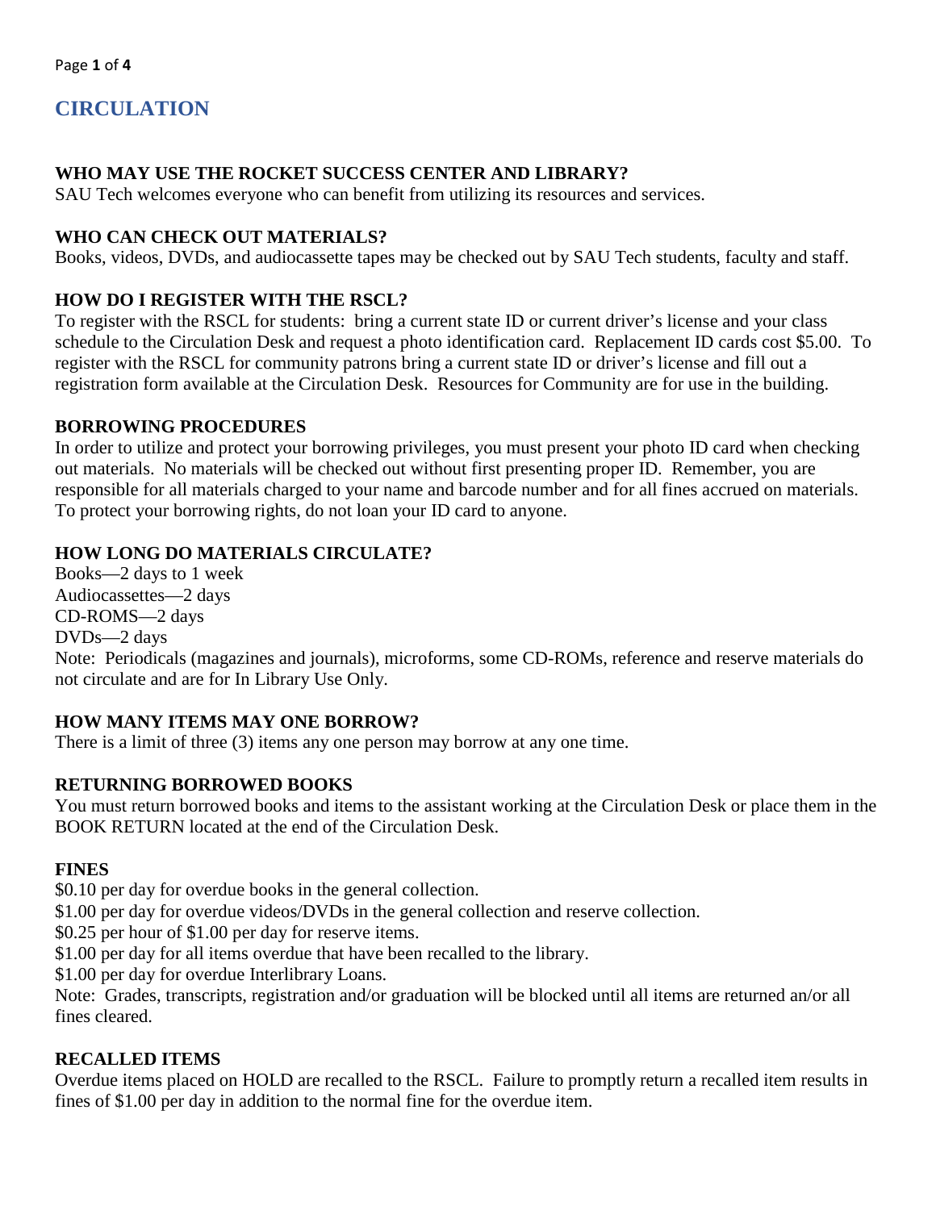# CIRCULATION

### WHO MAY USE THE ROCKET SUCCESS CENTER AND LIBRARY?

SAU Tech welcomes everyone who can benefit from utilizing its resources and services.

### WHO CAN CHECK OUT MATERIALS?

Books, videos, DVDs, and audiocassette tapes may be checked out by SAU Tech students, faculty and staff.

### HOW DO I REGISTER WITH THE RSCL?

To register with the RSCL for students: bring a current state ID or current driver's license and your class schedule to the Circulation Desk and request a photo identification card. Replacement ID cards cost $5.00. To register with the RSCL for community patrons bring a current state ID or driver's license and fill out a registration form available at the Circulation Desk. Resources for Community are for use in the building.

### BORROWING PROCEDURES

In order to utilize and protect your borrowing privileges, you must present your photo ID card when checking out materials. No materials will be checked out without first presenting proper ID. Remember, you are responsible for all materials charged to your name and barcode number and for all fines accrued on materials. To protect your borrowing rights, do not loan your ID card to anyone.

### HOW LONG DO MATERIALS CIRCULATE?

Books—2 days to 1 week
Audiocassettes—2 days
CD-ROMS—2 days
DVDs—2 days
Note: Periodicals (magazines and journals), microforms, some CD-ROMs, reference and reserve materials do not circulate and are for In Library Use Only.

### HOW MANY ITEMS MAY ONE BORROW?

There is a limit of three (3) items any one person may borrow at any one time.

### RETURNING BORROWED BOOKS

You must return borrowed books and items to the assistant working at the Circulation Desk or place them in the BOOK RETURN located at the end of the Circulation Desk.

### FINES

$0.10 per day for overdue books in the general collection.
$1.00 per day for overdue videos/DVDs in the general collection and reserve collection.
$0.25 per hour of $1.00 per day for reserve items.
$1.00 per day for all items overdue that have been recalled to the library.
$1.00 per day for overdue Interlibrary Loans.
Note: Grades, transcripts, registration and/or graduation will be blocked until all items are returned an/or all fines cleared.

### RECALLED ITEMS

Overdue items placed on HOLD are recalled to the RSCL. Failure to promptly return a recalled item results in fines of $1.00 per day in addition to the normal fine for the overdue item.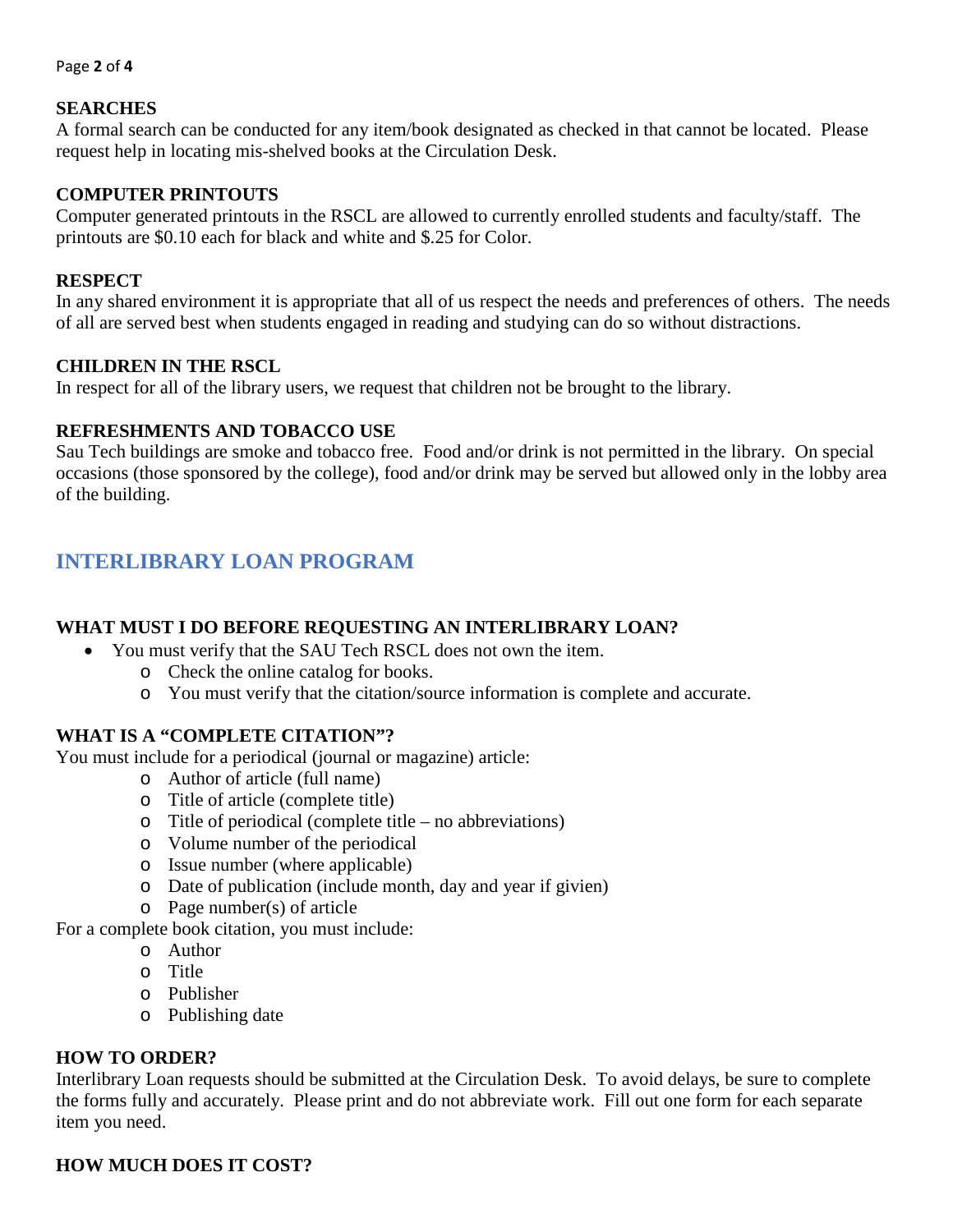### SEARCHES

A formal search can be conducted for any item/book designated as checked in that cannot be located. Please request help in locating mis-shelved books at the Circulation Desk.

### COMPUTER PRINTOUTS

Computer generated printouts in the RSCL are allowed to currently enrolled students and faculty/staff. The printouts are $0.10 each for black and white and $.25 for Color.

### RESPECT

In any shared environment it is appropriate that all of us respect the needs and preferences of others. The needs of all are served best when students engaged in reading and studying can do so without distractions.

### CHILDREN IN THE RSCL

In respect for all of the library users, we request that children not be brought to the library.

### REFRESHMENTS AND TOBACCO USE

Sau Tech buildings are smoke and tobacco free. Food and/or drink is not permitted in the library. On special occasions (those sponsored by the college), food and/or drink may be served but allowed only in the lobby area of the building.

## INTERLIBRARY LOAN PROGRAM

### WHAT MUST I DO BEFORE REQUESTING AN INTERLIBRARY LOAN?

- You must verify that the SAU Tech RSCL does not own the item.
  - Check the online catalog for books.
  - You must verify that the citation/source information is complete and accurate.

### WHAT IS A "COMPLETE CITATION"?

You must include for a periodical (journal or magazine) article:

- Author of article (full name)
- Title of article (complete title)
- Title of periodical (complete title – no abbreviations)
- Volume number of the periodical
- Issue number (where applicable)
- Date of publication (include month, day and year if givien)
- Page number(s) of article

For a complete book citation, you must include:

- Author
- Title
- Publisher
- Publishing date

### HOW TO ORDER?

Interlibrary Loan requests should be submitted at the Circulation Desk. To avoid delays, be sure to complete the forms fully and accurately. Please print and do not abbreviate work. Fill out one form for each separate item you need.

### HOW MUCH DOES IT COST?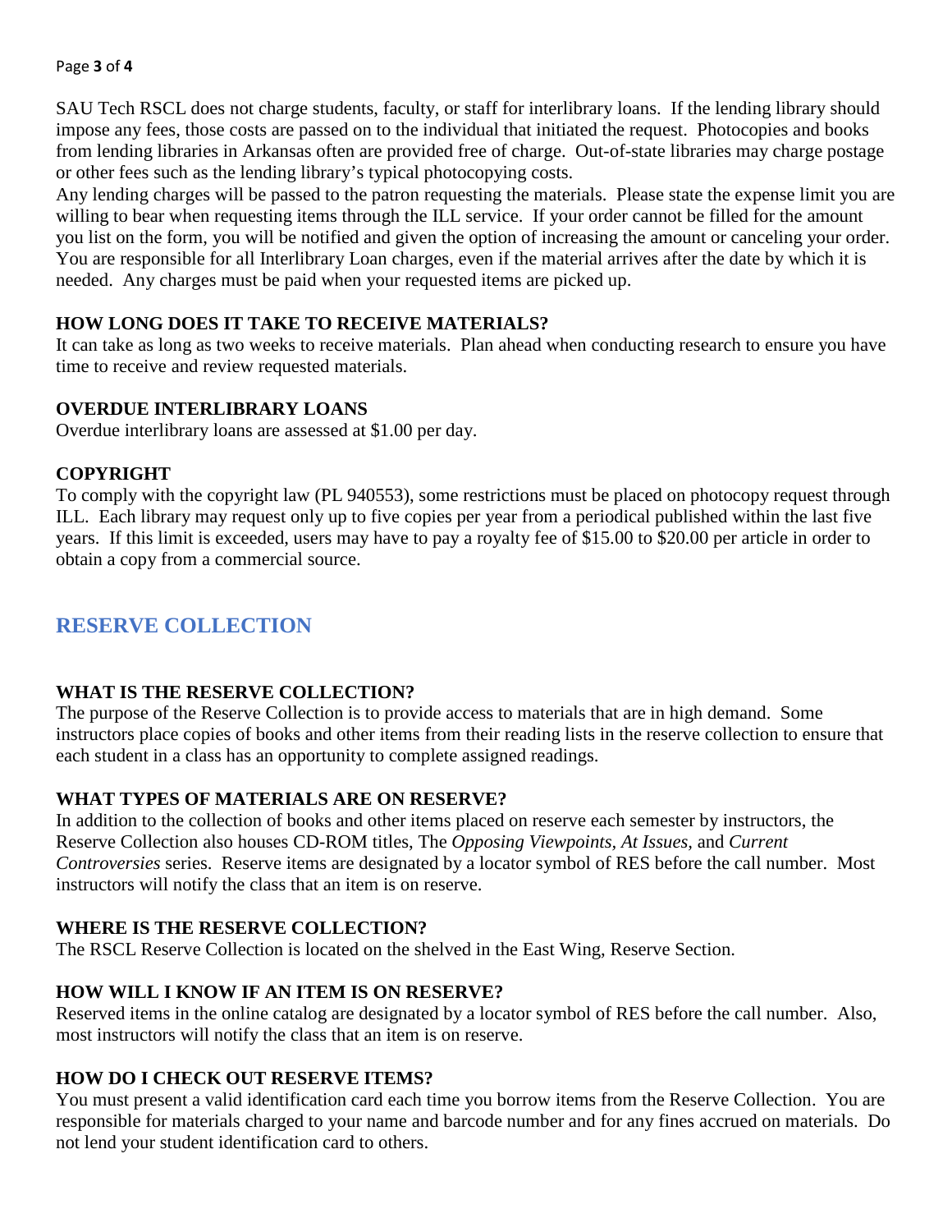SAU Tech RSCL does not charge students, faculty, or staff for interlibrary loans. If the lending library should impose any fees, those costs are passed on to the individual that initiated the request. Photocopies and books from lending libraries in Arkansas often are provided free of charge. Out-of-state libraries may charge postage or other fees such as the lending library's typical photocopying costs.

Any lending charges will be passed to the patron requesting the materials. Please state the expense limit you are willing to bear when requesting items through the ILL service. If your order cannot be filled for the amount you list on the form, you will be notified and given the option of increasing the amount or canceling your order. You are responsible for all Interlibrary Loan charges, even if the material arrives after the date by which it is needed. Any charges must be paid when your requested items are picked up.

### HOW LONG DOES IT TAKE TO RECEIVE MATERIALS?

It can take as long as two weeks to receive materials. Plan ahead when conducting research to ensure you have time to receive and review requested materials.

### OVERDUE INTERLIBRARY LOANS

Overdue interlibrary loans are assessed at $1.00 per day.

### COPYRIGHT

To comply with the copyright law (PL 940553), some restrictions must be placed on photocopy request through ILL. Each library may request only up to five copies per year from a periodical published within the last five years. If this limit is exceeded, users may have to pay a royalty fee of $15.00 to $20.00 per article in order to obtain a copy from a commercial source.

## RESERVE COLLECTION

### WHAT IS THE RESERVE COLLECTION?

The purpose of the Reserve Collection is to provide access to materials that are in high demand. Some instructors place copies of books and other items from their reading lists in the reserve collection to ensure that each student in a class has an opportunity to complete assigned readings.

### WHAT TYPES OF MATERIALS ARE ON RESERVE?

In addition to the collection of books and other items placed on reserve each semester by instructors, the Reserve Collection also houses CD-ROM titles, The *Opposing Viewpoints, At Issues,* and *Current Controversies* series. Reserve items are designated by a locator symbol of RES before the call number. Most instructors will notify the class that an item is on reserve.

### WHERE IS THE RESERVE COLLECTION?

The RSCL Reserve Collection is located on the shelved in the East Wing, Reserve Section.

### HOW WILL I KNOW IF AN ITEM IS ON RESERVE?

Reserved items in the online catalog are designated by a locator symbol of RES before the call number. Also, most instructors will notify the class that an item is on reserve.

### HOW DO I CHECK OUT RESERVE ITEMS?

You must present a valid identification card each time you borrow items from the Reserve Collection. You are responsible for materials charged to your name and barcode number and for any fines accrued on materials. Do not lend your student identification card to others.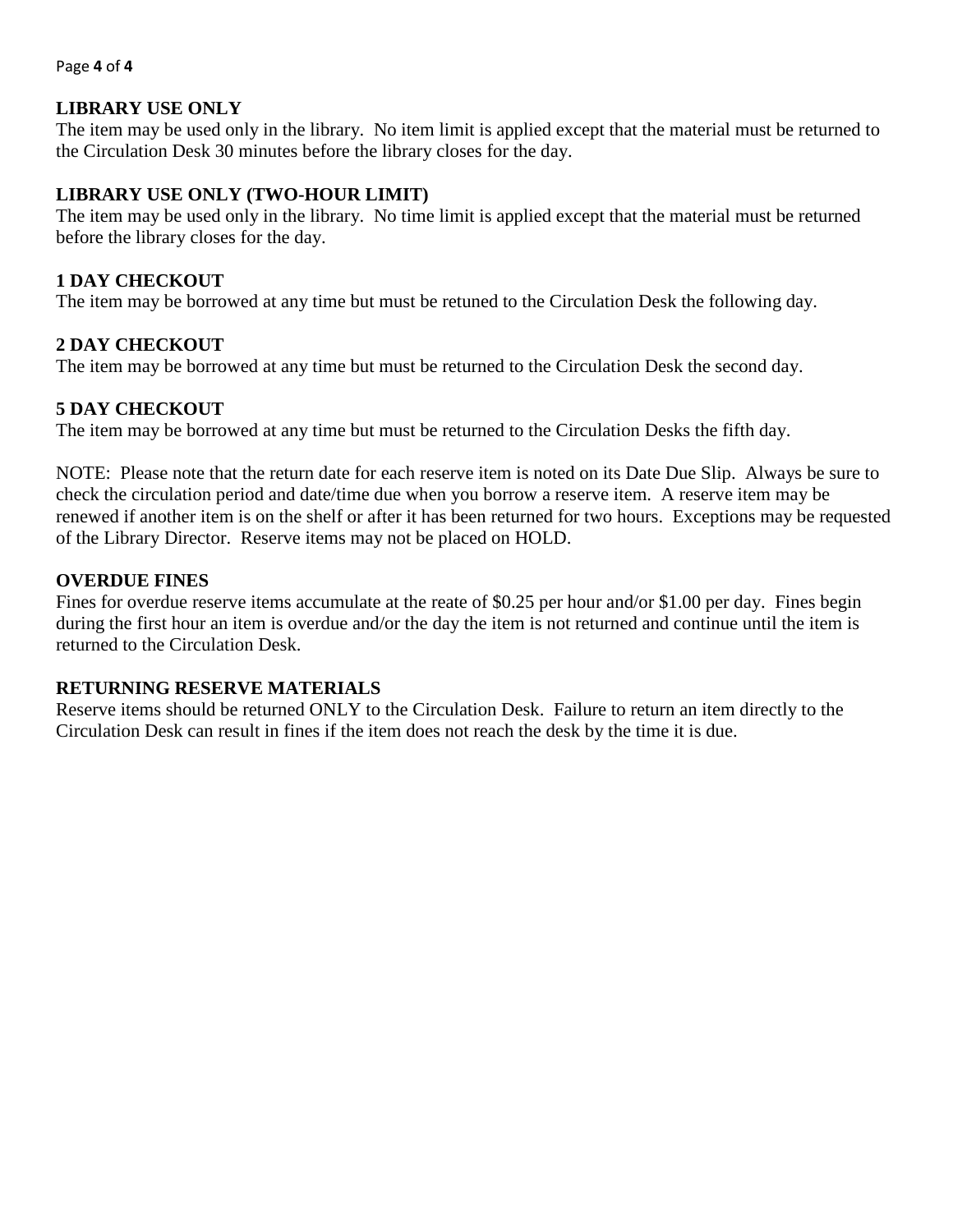**LIBRARY USE ONLY**

The item may be used only in the library. No item limit is applied except that the material must be returned to the Circulation Desk 30 minutes before the library closes for the day.

**LIBRARY USE ONLY (TWO-HOUR LIMIT)**

The item may be used only in the library. No time limit is applied except that the material must be returned before the library closes for the day.

**1 DAY CHECKOUT**

The item may be borrowed at any time but must be retuned to the Circulation Desk the following day.

**2 DAY CHECKOUT**

The item may be borrowed at any time but must be returned to the Circulation Desk the second day.

**5 DAY CHECKOUT**

The item may be borrowed at any time but must be returned to the Circulation Desks the fifth day.

NOTE: Please note that the return date for each reserve item is noted on its Date Due Slip. Always be sure to check the circulation period and date/time due when you borrow a reserve item. A reserve item may be renewed if another item is on the shelf or after it has been returned for two hours. Exceptions may be requested of the Library Director. Reserve items may not be placed on HOLD.

**OVERDUE FINES**

Fines for overdue reserve items accumulate at the reate of $0.25 per hour and/or $1.00 per day. Fines begin during the first hour an item is overdue and/or the day the item is not returned and continue until the item is returned to the Circulation Desk.

**RETURNING RESERVE MATERIALS**

Reserve items should be returned ONLY to the Circulation Desk. Failure to return an item directly to the Circulation Desk can result in fines if the item does not reach the desk by the time it is due.